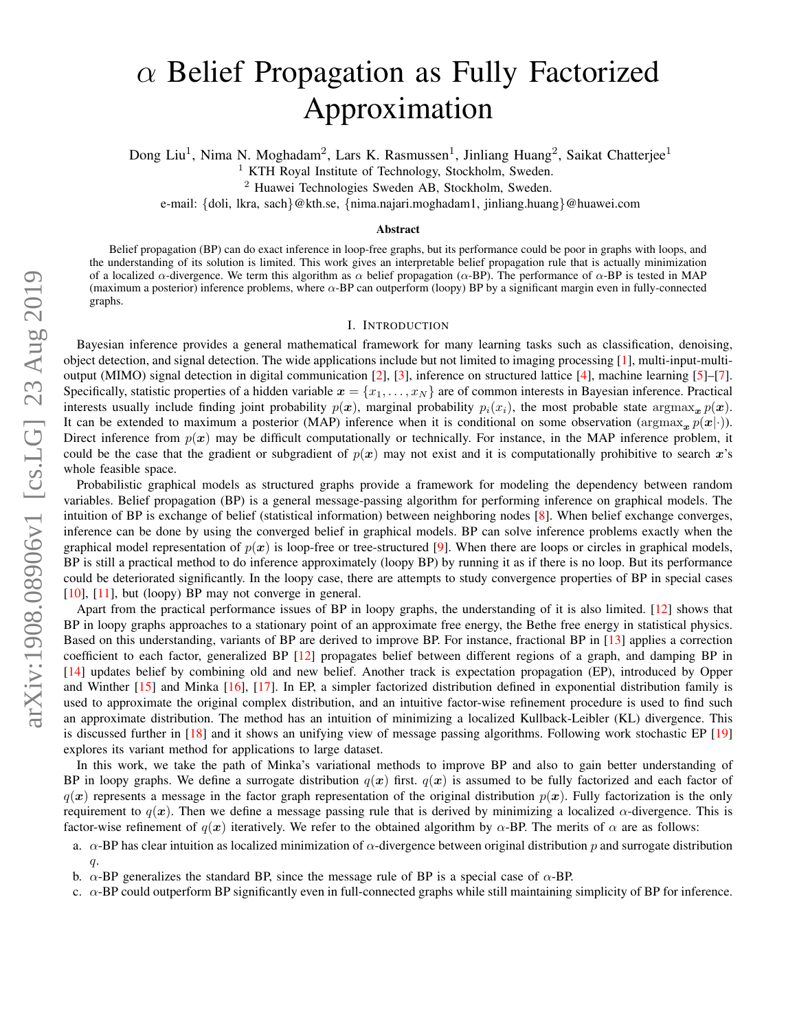# $\alpha$ Belief Propagation as Fully Factorized Approximation

Dong Liu[1], Nima N. Moghadam[2], Lars K. Rasmussen[1], Jinliang Huang[2], Saikat Chatterjee[1]

[1] KTH Royal Institute of Technology, Stockholm, Sweden.

[2] Huawei Technologies Sweden AB, Stockholm, Sweden.

e-mail: {doli, lkra, sach}@kth.se, {nima.najari.moghadam1, jinliang.huang}@huawei.com

### Abstract

Belief propagation (BP) can do exact inference in loop-free graphs, but its performance could be poor in graphs with loops, and the understanding of its solution is limited. This work gives an interpretable belief propagation rule that is actually minimization of a localized $\alpha$-divergence. We term this algorithm as $\alpha$ belief propagation ($\alpha$-BP). The performance of $\alpha$-BP is tested in MAP (maximum a posterior) inference problems, where $\alpha$-BP can outperform (loopy) BP by a significant margin even in fully-connected graphs.

## I. Introduction

Bayesian inference provides a general mathematical framework for many learning tasks such as classification, denoising, object detection, and signal detection. The wide applications include but not limited to imaging processing [1], multi-input-multi-output (MIMO) signal detection in digital communication [2], [3], inference on structured lattice [4], machine learning [5]–[7]. Specifically, statistic properties of a hidden variable $\boldsymbol{x} = \{x_1, \ldots, x_N\}$ are of common interests in Bayesian inference. Practical interests usually include finding joint probability $p(\boldsymbol{x})$, marginal probability $p_i(x_i)$, the most probable state $\operatorname{argmax}_{\boldsymbol{x}} p(\boldsymbol{x})$. It can be extended to maximum a posterior (MAP) inference when it is conditional on some observation ($\operatorname{argmax}_{\boldsymbol{x}} p(\boldsymbol{x}|\cdot)$). Direct inference from $p(\boldsymbol{x})$ may be difficult computationally or technically. For instance, in the MAP inference problem, it could be the case that the gradient or subgradient of $p(\boldsymbol{x})$ may not exist and it is computationally prohibitive to search $\boldsymbol{x}$'s whole feasible space.

Probabilistic graphical models as structured graphs provide a framework for modeling the dependency between random variables. Belief propagation (BP) is a general message-passing algorithm for performing inference on graphical models. The intuition of BP is exchange of belief (statistical information) between neighboring nodes [8]. When belief exchange converges, inference can be done by using the converged belief in graphical models. BP can solve inference problems exactly when the graphical model representation of $p(\boldsymbol{x})$ is loop-free or tree-structured [9]. When there are loops or circles in graphical models, BP is still a practical method to do inference approximately (loopy BP) by running it as if there is no loop. But its performance could be deteriorated significantly. In the loopy case, there are attempts to study convergence properties of BP in special cases [10], [11], but (loopy) BP may not converge in general.

Apart from the practical performance issues of BP in loopy graphs, the understanding of it is also limited. [12] shows that BP in loopy graphs approaches to a stationary point of an approximate free energy, the Bethe free energy in statistical physics. Based on this understanding, variants of BP are derived to improve BP. For instance, fractional BP in [13] applies a correction coefficient to each factor, generalized BP [12] propagates belief between different regions of a graph, and damping BP in [14] updates belief by combining old and new belief. Another track is expectation propagation (EP), introduced by Opper and Winther [15] and Minka [16], [17]. In EP, a simpler factorized distribution defined in exponential distribution family is used to approximate the original complex distribution, and an intuitive factor-wise refinement procedure is used to find such an approximate distribution. The method has an intuition of minimizing a localized Kullback-Leibler (KL) divergence. This is discussed further in [18] and it shows an unifying view of message passing algorithms. Following work stochastic EP [19] explores its variant method for applications to large dataset.

In this work, we take the path of Minka's variational methods to improve BP and also to gain better understanding of BP in loopy graphs. We define a surrogate distribution $q(\boldsymbol{x})$ first. $q(\boldsymbol{x})$ is assumed to be fully factorized and each factor of $q(\boldsymbol{x})$ represents a message in the factor graph representation of the original distribution $p(\boldsymbol{x})$. Fully factorization is the only requirement to $q(\boldsymbol{x})$. Then we define a message passing rule that is derived by minimizing a localized $\alpha$-divergence. This is factor-wise refinement of $q(\boldsymbol{x})$ iteratively. We refer to the obtained algorithm by $\alpha$-BP. The merits of $\alpha$ are as follows:

a. $\alpha$-BP has clear intuition as localized minimization of $\alpha$-divergence between original distribution $p$ and surrogate distribution $q$.
b. $\alpha$-BP generalizes the standard BP, since the message rule of BP is a special case of $\alpha$-BP.
c. $\alpha$-BP could outperform BP significantly even in full-connected graphs while still maintaining simplicity of BP for inference.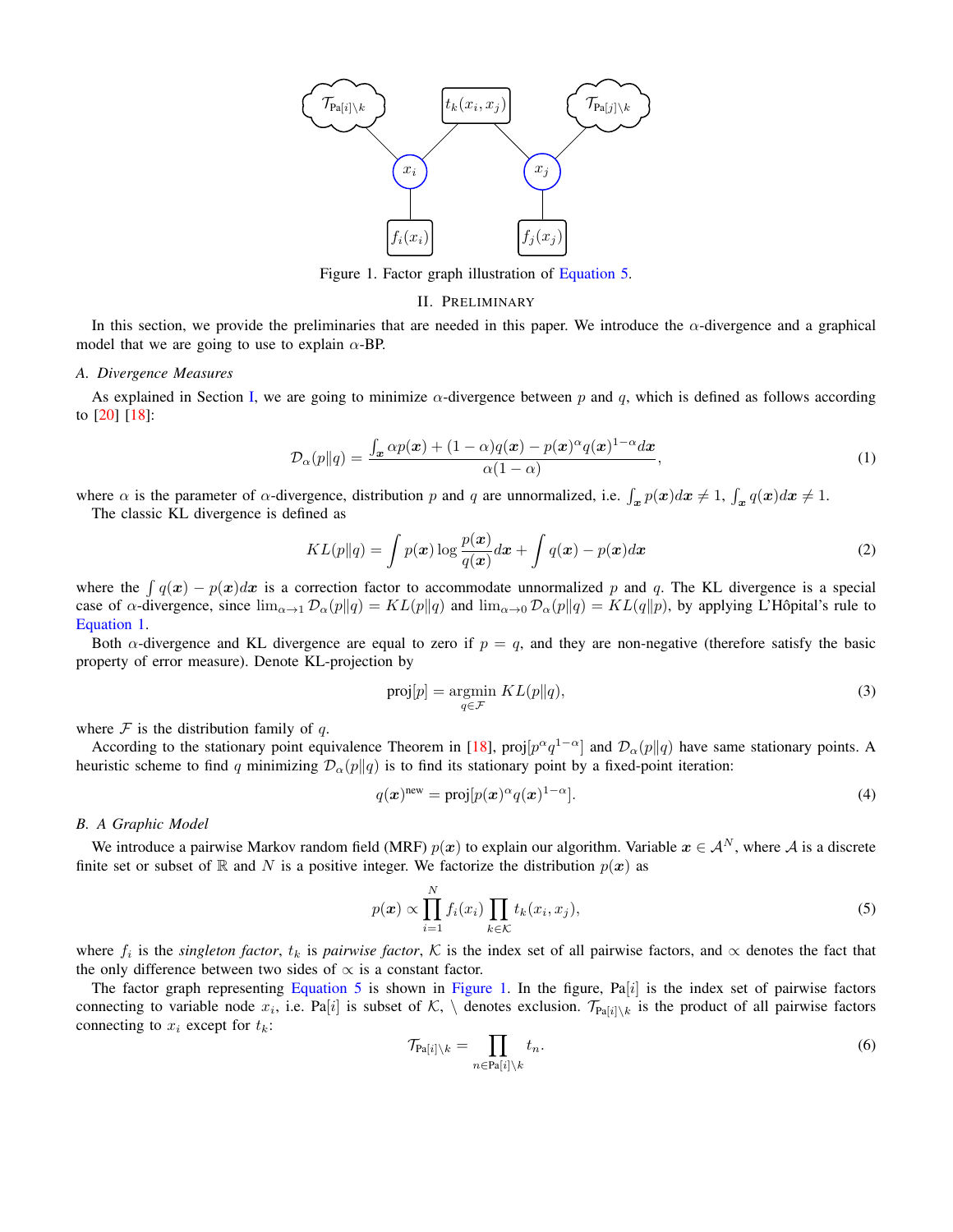Figure 1. Factor graph illustration of Equation 5.

## II. Preliminary

In this section, we provide the preliminaries that are needed in this paper. We introduce the $\alpha$-divergence and a graphical model that we are going to use to explain $\alpha$-BP.

### A. Divergence Measures

As explained in Section I, we are going to minimize $\alpha$-divergence between $p$ and $q$, which is defined as follows according to [20] [18]:

$$\mathcal{D}_\alpha(p\|q) = \frac{\int_{\boldsymbol{x}} \alpha p(\boldsymbol{x}) + (1-\alpha)q(\boldsymbol{x}) - p(\boldsymbol{x})^\alpha q(\boldsymbol{x})^{1-\alpha} d\boldsymbol{x}}{\alpha(1-\alpha)}, \tag{1}$$

where $\alpha$ is the parameter of $\alpha$-divergence, distribution $p$ and $q$ are unnormalized, i.e. $\int_{\boldsymbol{x}} p(\boldsymbol{x})d\boldsymbol{x} \neq 1$, $\int_{\boldsymbol{x}} q(\boldsymbol{x})d\boldsymbol{x} \neq 1$.

The classic KL divergence is defined as

$$KL(p\|q) = \int p(\boldsymbol{x}) \log \frac{p(\boldsymbol{x})}{q(\boldsymbol{x})} d\boldsymbol{x} + \int q(\boldsymbol{x}) - p(\boldsymbol{x}) d\boldsymbol{x} \tag{2}$$

where the $\int q(\boldsymbol{x}) - p(\boldsymbol{x})d\boldsymbol{x}$ is a correction factor to accommodate unnormalized $p$ and $q$. The KL divergence is a special case of $\alpha$-divergence, since $\lim_{\alpha\to 1} \mathcal{D}_\alpha(p\|q) = KL(p\|q)$ and $\lim_{\alpha\to 0} \mathcal{D}_\alpha(p\|q) = KL(q\|p)$, by applying L'Hôpital's rule to Equation 1.

Both $\alpha$-divergence and KL divergence are equal to zero if $p = q$, and they are non-negative (therefore satisfy the basic property of error measure). Denote KL-projection by

$$\text{proj}[p] = \underset{q\in\mathcal{F}}{\text{argmin}}\ KL(p\|q), \tag{3}$$

where $\mathcal{F}$ is the distribution family of $q$.

According to the stationary point equivalence Theorem in [18], $\text{proj}[p^\alpha q^{1-\alpha}]$ and $\mathcal{D}_\alpha(p\|q)$ have same stationary points. A heuristic scheme to find $q$ minimizing $\mathcal{D}_\alpha(p\|q)$ is to find its stationary point by a fixed-point iteration:

$$q(\boldsymbol{x})^{\text{new}} = \text{proj}[p(\boldsymbol{x})^\alpha q(\boldsymbol{x})^{1-\alpha}]. \tag{4}$$

### B. A Graphic Model

We introduce a pairwise Markov random field (MRF) $p(\boldsymbol{x})$ to explain our algorithm. Variable $\boldsymbol{x} \in \mathcal{A}^N$, where $\mathcal{A}$ is a discrete finite set or subset of $\mathbb{R}$ and $N$ is a positive integer. We factorize the distribution $p(\boldsymbol{x})$ as

$$p(\boldsymbol{x}) \propto \prod_{i=1}^{N} f_i(x_i) \prod_{k\in\mathcal{K}} t_k(x_i, x_j), \tag{5}$$

where $f_i$ is the *singleton factor*, $t_k$ is *pairwise factor*, $\mathcal{K}$ is the index set of all pairwise factors, and $\propto$ denotes the fact that the only difference between two sides of $\propto$ is a constant factor.

The factor graph representing Equation 5 is shown in Figure 1. In the figure, $\text{Pa}[i]$ is the index set of pairwise factors connecting to variable node $x_i$, i.e. $\text{Pa}[i]$ is subset of $\mathcal{K}$, $\setminus$ denotes exclusion. $\mathcal{T}_{\text{Pa}[i]\setminus k}$ is the product of all pairwise factors connecting to $x_i$ except for $t_k$:

$$\mathcal{T}_{\text{Pa}[i]\setminus k} = \prod_{n\in\text{Pa}[i]\setminus k} t_n. \tag{6}$$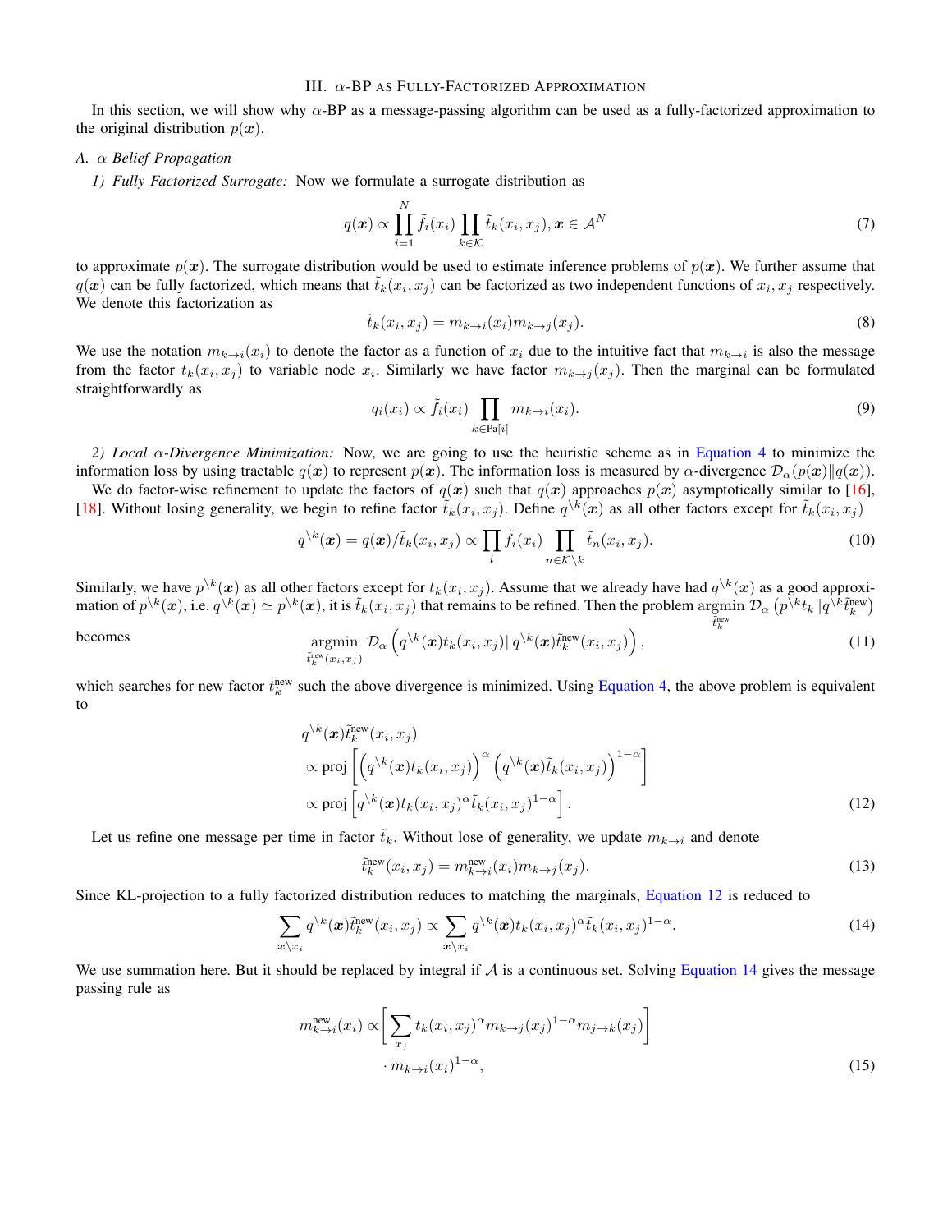## III. $\alpha$-BP AS FULLY-FACTORIZED APPROXIMATION

In this section, we will show why $\alpha$-BP as a message-passing algorithm can be used as a fully-factorized approximation to the original distribution $p(\boldsymbol{x})$.

### A. $\alpha$ Belief Propagation

*1) Fully Factorized Surrogate:* Now we formulate a surrogate distribution as

$$q(\boldsymbol{x}) \propto \prod_{i=1}^{N} \tilde{f}_i(x_i) \prod_{k\in\mathcal{K}} \tilde{t}_k(x_i, x_j), \boldsymbol{x} \in \mathcal{A}^N \tag{7}$$

to approximate $p(\boldsymbol{x})$. The surrogate distribution would be used to estimate inference problems of $p(\boldsymbol{x})$. We further assume that $q(\boldsymbol{x})$ can be fully factorized, which means that $\tilde{t}_k(x_i, x_j)$ can be factorized as two independent functions of $x_i, x_j$ respectively. We denote this factorization as

$$\tilde{t}_k(x_i, x_j) = m_{k\to i}(x_i) m_{k\to j}(x_j). \tag{8}$$

We use the notation $m_{k\to i}(x_i)$ to denote the factor as a function of $x_i$ due to the intuitive fact that $m_{k\to i}$ is also the message from the factor $t_k(x_i, x_j)$ to variable node $x_i$. Similarly we have factor $m_{k\to j}(x_j)$. Then the marginal can be formulated straightforwardly as

$$q_i(x_i) \propto \tilde{f}_i(x_i) \prod_{k\in\text{Pa}[i]} m_{k\to i}(x_i). \tag{9}$$

*2) Local $\alpha$-Divergence Minimization:* Now, we are going to use the heuristic scheme as in Equation 4 to minimize the information loss by using tractable $q(\boldsymbol{x})$ to represent $p(\boldsymbol{x})$. The information loss is measured by $\alpha$-divergence $\mathcal{D}_\alpha(p(\boldsymbol{x})\|q(\boldsymbol{x}))$.

We do factor-wise refinement to update the factors of $q(\boldsymbol{x})$ such that $q(\boldsymbol{x})$ approaches $p(\boldsymbol{x})$ asymptotically similar to [16], [18]. Without losing generality, we begin to refine factor $\tilde{t}_k(x_i, x_j)$. Define $q^{\backslash k}(\boldsymbol{x})$ as all other factors except for $\tilde{t}_k(x_i, x_j)$

$$q^{\backslash k}(\boldsymbol{x}) = q(\boldsymbol{x})/\tilde{t}_k(x_i, x_j) \propto \prod_i \tilde{f}_i(x_i) \prod_{n\in\mathcal{K}\backslash k} \tilde{t}_n(x_i, x_j). \tag{10}$$

Similarly, we have $p^{\backslash k}(\boldsymbol{x})$ as all other factors except for $t_k(x_i, x_j)$. Assume that we already have had $q^{\backslash k}(\boldsymbol{x})$ as a good approximation of $p^{\backslash k}(\boldsymbol{x})$, i.e. $q^{\backslash k}(\boldsymbol{x}) \simeq p^{\backslash k}(\boldsymbol{x})$, it is $\tilde{t}_k(x_i, x_j)$ that remains to be refined. Then the problem $\underset{\tilde{t}_k^{\text{new}}}{\operatorname{argmin}}\, \mathcal{D}_\alpha\left(p^{\backslash k} t_k \| q^{\backslash k} \tilde{t}_k^{\text{new}}\right)$ becomes

$$\underset{\tilde{t}_k^{\text{new}}(x_i,x_j)}{\operatorname{argmin}}\, \mathcal{D}_\alpha\left(q^{\backslash k}(\boldsymbol{x}) t_k(x_i, x_j) \| q^{\backslash k}(\boldsymbol{x}) \tilde{t}_k^{\text{new}}(x_i, x_j)\right), \tag{11}$$

which searches for new factor $\tilde{t}_k^{\text{new}}$ such the above divergence is minimized. Using Equation 4, the above problem is equivalent to

$$\begin{aligned} &q^{\backslash k}(\boldsymbol{x}) \tilde{t}_k^{\text{new}}(x_i, x_j) \\ &\propto \text{proj}\left[\left(q^{\backslash k}(\boldsymbol{x}) t_k(x_i, x_j)\right)^\alpha \left(q^{\backslash k}(\boldsymbol{x}) \tilde{t}_k(x_i, x_j)\right)^{1-\alpha}\right] \\ &\propto \text{proj}\left[q^{\backslash k}(\boldsymbol{x}) t_k(x_i, x_j)^\alpha \tilde{t}_k(x_i, x_j)^{1-\alpha}\right]. \end{aligned} \tag{12}$$

Let us refine one message per time in factor $\tilde{t}_k$. Without lose of generality, we update $m_{k\to i}$ and denote

$$\tilde{t}_k^{\text{new}}(x_i, x_j) = m_{k\to i}^{\text{new}}(x_i) m_{k\to j}(x_j). \tag{13}$$

Since KL-projection to a fully factorized distribution reduces to matching the marginals, Equation 12 is reduced to

$$\sum_{\boldsymbol{x}\backslash x_i} q^{\backslash k}(\boldsymbol{x}) \tilde{t}_k^{\text{new}}(x_i, x_j) \propto \sum_{\boldsymbol{x}\backslash x_i} q^{\backslash k}(\boldsymbol{x}) t_k(x_i, x_j)^\alpha \tilde{t}_k(x_i, x_j)^{1-\alpha}. \tag{14}$$

We use summation here. But it should be replaced by integral if $\mathcal{A}$ is a continuous set. Solving Equation 14 gives the message passing rule as

$$\begin{aligned} m_{k\to i}^{\text{new}}(x_i) \propto &\left[\sum_{x_j} t_k(x_i, x_j)^\alpha m_{k\to j}(x_j)^{1-\alpha} m_{j\to k}(x_j)\right] \\ &\cdot m_{k\to i}(x_i)^{1-\alpha}, \end{aligned} \tag{15}$$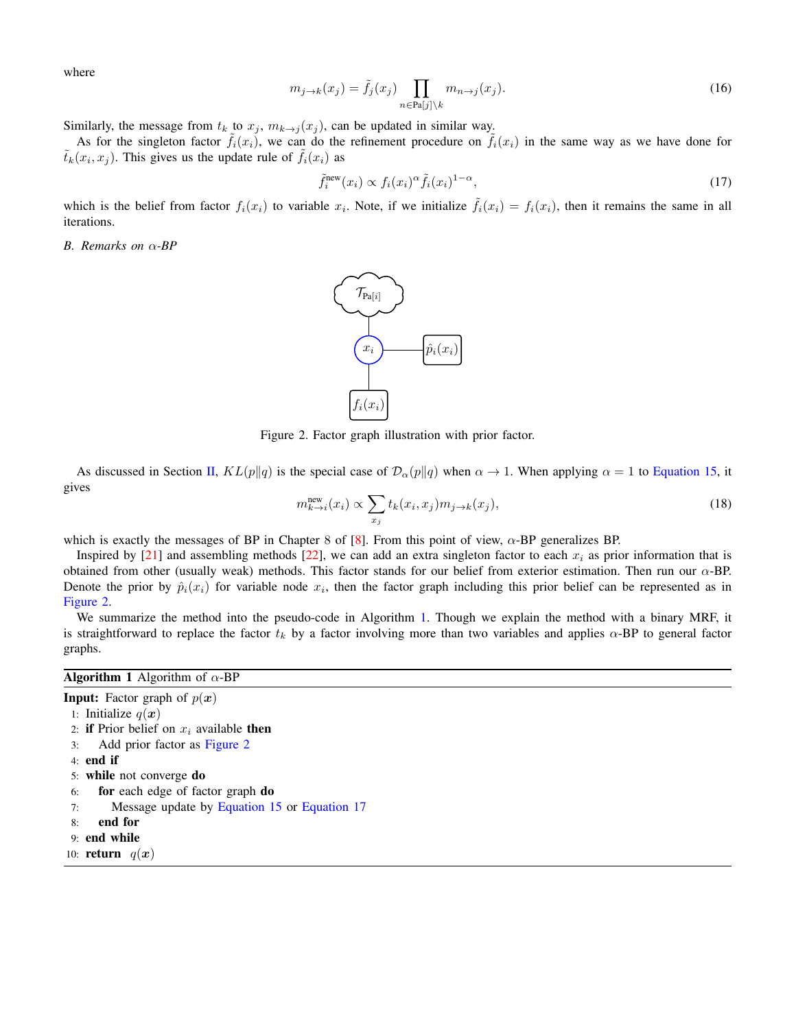where

$$m_{j \to k}(x_j) = \tilde{f}_j(x_j) \prod_{n \in \text{Pa}[j] \setminus k} m_{n \to j}(x_j). \tag{16}$$

Similarly, the message from $t_k$ to $x_j$, $m_{k \to j}(x_j)$, can be updated in similar way.

As for the singleton factor $\tilde{f}_i(x_i)$, we can do the refinement procedure on $\tilde{f}_i(x_i)$ in the same way as we have done for $\tilde{t}_k(x_i, x_j)$. This gives us the update rule of $\tilde{f}_i(x_i)$ as

$$\tilde{f}_i^{\text{new}}(x_i) \propto f_i(x_i)^{\alpha} \tilde{f}_i(x_i)^{1-\alpha}, \tag{17}$$

which is the belief from factor $f_i(x_i)$ to variable $x_i$. Note, if we initialize $\tilde{f}_i(x_i) = f_i(x_i)$, then it remains the same in all iterations.

### B. Remarks on $\alpha$-BP

Figure 2. Factor graph illustration with prior factor.

As discussed in Section II, $KL(p\|q)$ is the special case of $\mathcal{D}_{\alpha}(p\|q)$ when $\alpha \to 1$. When applying $\alpha = 1$ to Equation 15, it gives

$$m_{k \to i}^{\text{new}}(x_i) \propto \sum_{x_j} t_k(x_i, x_j) m_{j \to k}(x_j), \tag{18}$$

which is exactly the messages of BP in Chapter 8 of [8]. From this point of view, $\alpha$-BP generalizes BP.

Inspired by [21] and assembling methods [22], we can add an extra singleton factor to each $x_i$ as prior information that is obtained from other (usually weak) methods. This factor stands for our belief from exterior estimation. Then run our $\alpha$-BP. Denote the prior by $\hat{p}_i(x_i)$ for variable node $x_i$, then the factor graph including this prior belief can be represented as in Figure 2.

We summarize the method into the pseudo-code in Algorithm 1. Though we explain the method with a binary MRF, it is straightforward to replace the factor $t_k$ by a factor involving more than two variables and applies $\alpha$-BP to general factor graphs.

**Algorithm 1** Algorithm of $\alpha$-BP

**Input:** Factor graph of $p(\boldsymbol{x})$

```
1: Initialize q(x)
2: if Prior belief on x_i available then
3:     Add prior factor as Figure 2
4: end if
5: while not converge do
6:     for each edge of factor graph do
7:         Message update by Equation 15 or Equation 17
8:     end for
9: end while
10: return q(x)
```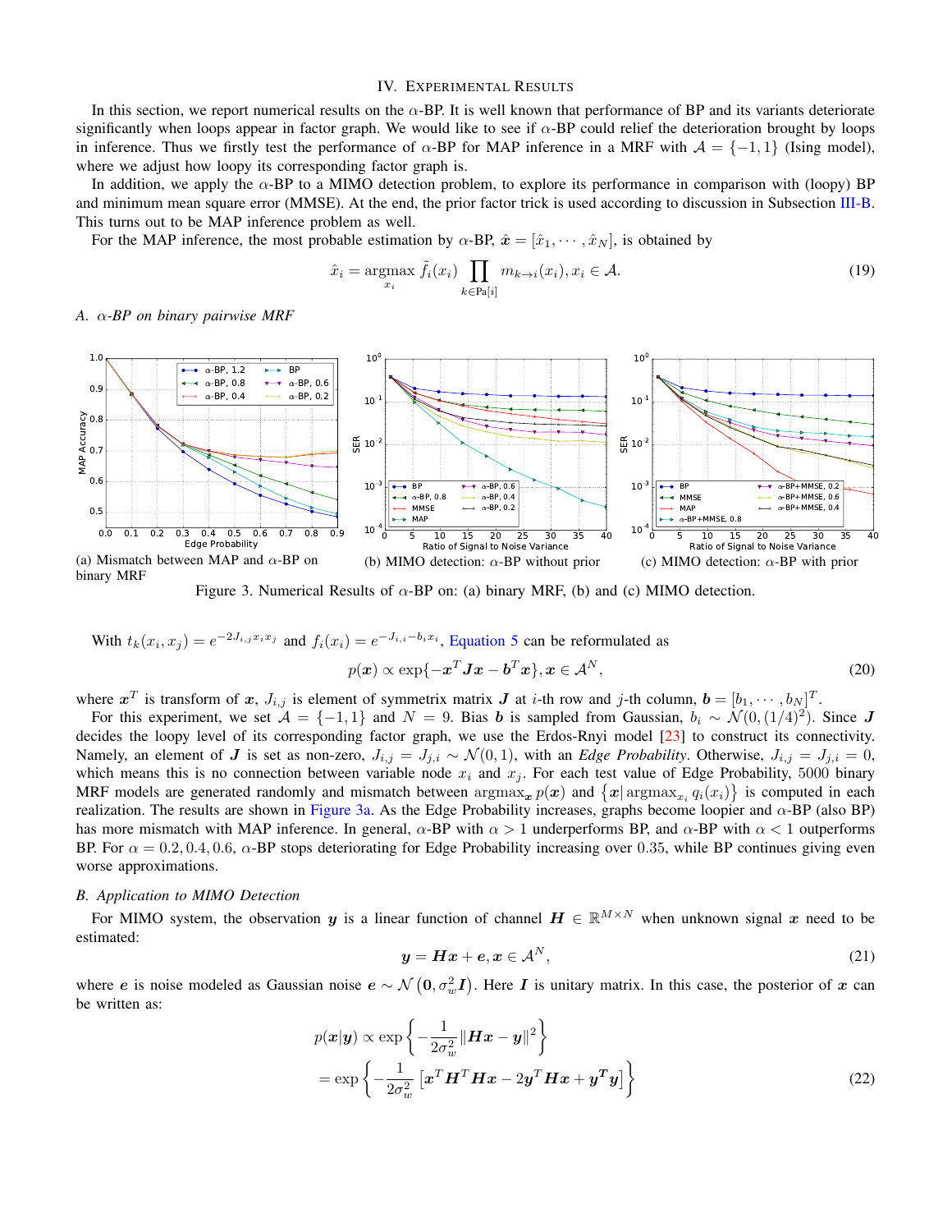## IV. Experimental Results

In this section, we report numerical results on the $\alpha$-BP. It is well known that performance of BP and its variants deteriorate significantly when loops appear in factor graph. We would like to see if $\alpha$-BP could relief the deterioration brought by loops in inference. Thus we firstly test the performance of $\alpha$-BP for MAP inference in a MRF with $\mathcal{A} = \{-1, 1\}$ (Ising model), where we adjust how loopy its corresponding factor graph is.

In addition, we apply the $\alpha$-BP to a MIMO detection problem, to explore its performance in comparison with (loopy) BP and minimum mean square error (MMSE). At the end, the prior factor trick is used according to discussion in Subsection III-B. This turns out to be MAP inference problem as well.

For the MAP inference, the most probable estimation by $\alpha$-BP, $\hat{\boldsymbol{x}} = [\hat{x}_1, \cdots, \hat{x}_N]$, is obtained by

$$\hat{x}_i = \underset{x_i}{\operatorname{argmax}} \tilde{f}_i(x_i) \prod_{k \in \text{Pa}[i]} m_{k \to i}(x_i), x_i \in \mathcal{A}. \tag{19}$$

### A. $\alpha$-BP on binary pairwise MRF

(a) Mismatch between MAP and $\alpha$-BP on binary MRF

(b) MIMO detection: $\alpha$-BP without prior

(c) MIMO detection: $\alpha$-BP with prior

Figure 3. Numerical Results of $\alpha$-BP on: (a) binary MRF, (b) and (c) MIMO detection.

With $t_k(x_i, x_j) = e^{-2J_{i,j}x_i x_j}$ and $f_i(x_i) = e^{-J_{i,i} - b_i x_i}$, Equation 5 can be reformulated as

$$p(\boldsymbol{x}) \propto \exp\{-\boldsymbol{x}^T \boldsymbol{J} \boldsymbol{x} - \boldsymbol{b}^T \boldsymbol{x}\}, \boldsymbol{x} \in \mathcal{A}^N, \tag{20}$$

where $\boldsymbol{x}^T$ is transform of $\boldsymbol{x}$, $J_{i,j}$ is element of symmetrix matrix $\boldsymbol{J}$ at $i$-th row and $j$-th column, $\boldsymbol{b} = [b_1, \cdots, b_N]^T$.

For this experiment, we set $\mathcal{A} = \{-1, 1\}$ and $N = 9$. Bias $\boldsymbol{b}$ is sampled from Gaussian, $b_i \sim \mathcal{N}(0, (1/4)^2)$. Since $\boldsymbol{J}$ decides the loopy level of its corresponding factor graph, we use the Erdos-Rnyi model [23] to construct its connectivity. Namely, an element of $\boldsymbol{J}$ is set as non-zero, $J_{i,j} = J_{j,i} \sim \mathcal{N}(0, 1)$, with an *Edge Probability*. Otherwise, $J_{i,j} = J_{j,i} = 0$, which means this is no connection between variable node $x_i$ and $x_j$. For each test value of Edge Probability, 5000 binary MRF models are generated randomly and mismatch between $\text{argmax}_{\boldsymbol{x}}\, p(\boldsymbol{x})$ and $\{\boldsymbol{x} | \, \text{argmax}_{x_i} \, q_i(x_i)\}$ is computed in each realization. The results are shown in Figure 3a. As the Edge Probability increases, graphs become loopier and $\alpha$-BP (also BP) has more mismatch with MAP inference. In general, $\alpha$-BP with $\alpha > 1$ underperforms BP, and $\alpha$-BP with $\alpha < 1$ outperforms BP. For $\alpha = 0.2, 0.4, 0.6$, $\alpha$-BP stops deteriorating for Edge Probability increasing over 0.35, while BP continues giving even worse approximations.

### B. Application to MIMO Detection

For MIMO system, the observation $\boldsymbol{y}$ is a linear function of channel $\boldsymbol{H} \in \mathbb{R}^{M \times N}$ when unknown signal $\boldsymbol{x}$ need to be estimated:

$$\boldsymbol{y} = \boldsymbol{H}\boldsymbol{x} + \boldsymbol{e}, \boldsymbol{x} \in \mathcal{A}^N, \tag{21}$$

where $\boldsymbol{e}$ is noise modeled as Gaussian noise $\boldsymbol{e} \sim \mathcal{N}\left(\boldsymbol{0}, \sigma_w^2 \boldsymbol{I}\right)$. Here $\boldsymbol{I}$ is unitary matrix. In this case, the posterior of $\boldsymbol{x}$ can be written as:

$$\begin{aligned} p(\boldsymbol{x}|\boldsymbol{y}) &\propto \exp\left\{-\frac{1}{2\sigma_w^2} \|\boldsymbol{H}\boldsymbol{x} - \boldsymbol{y}\|^2\right\} \\ &= \exp\left\{-\frac{1}{2\sigma_w^2} \left[\boldsymbol{x}^T \boldsymbol{H}^T \boldsymbol{H} \boldsymbol{x} - 2\boldsymbol{y}^T \boldsymbol{H} \boldsymbol{x} + \boldsymbol{y}^T \boldsymbol{y}\right]\right\} \end{aligned} \tag{22}$$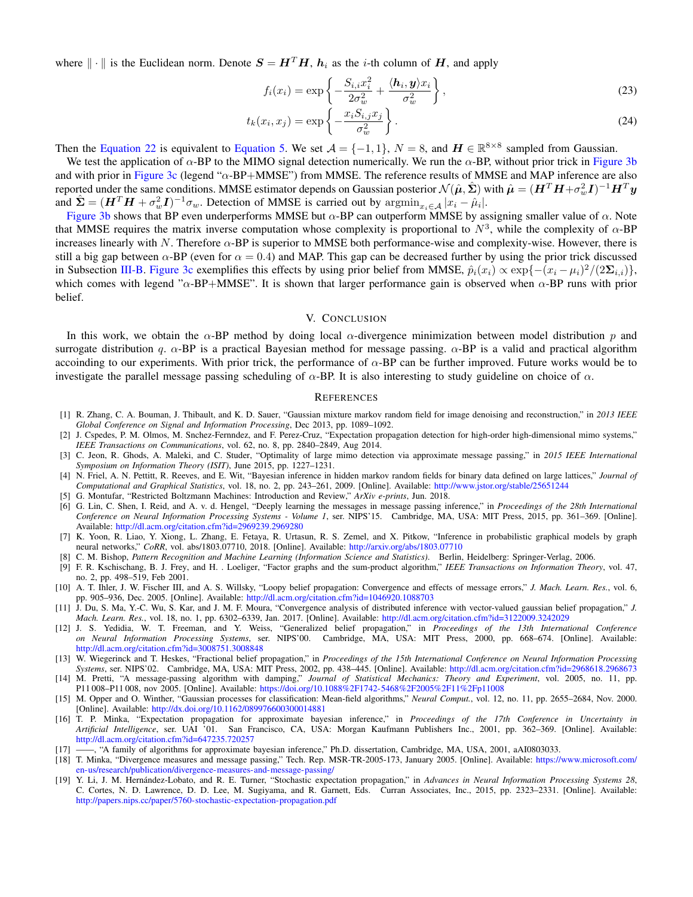where $\| \cdot \|$ is the Euclidean norm. Denote $\boldsymbol{S} = \boldsymbol{H}^T \boldsymbol{H}$, $\boldsymbol{h}_i$ as the $i$-th column of $\boldsymbol{H}$, and apply

$$f_i(x_i) = \exp\left\{ -\frac{S_{i,i} x_i^2}{2\sigma_w^2} + \frac{\langle \boldsymbol{h}_i, \boldsymbol{y} \rangle x_i}{\sigma_w^2} \right\}, \tag{23}$$

$$t_k(x_i, x_j) = \exp\left\{ -\frac{x_i S_{i,j} x_j}{\sigma_w^2} \right\}. \tag{24}$$

Then the Equation 22 is equivalent to Equation 5. We set $\mathcal{A} = \{-1, 1\}$, $N = 8$, and $\boldsymbol{H} \in \mathbb{R}^{8 \times 8}$ sampled from Gaussian.

We test the application of $\alpha$-BP to the MIMO signal detection numerically. We run the $\alpha$-BP, without prior trick in Figure 3b and with prior in Figure 3c (legend "$\alpha$-BP+MMSE") from MMSE. The reference results of MMSE and MAP inference are also reported under the same conditions. MMSE estimator depends on Gaussian posterior $\mathcal{N}(\hat{\boldsymbol{\mu}}, \hat{\boldsymbol{\Sigma}})$ with $\hat{\boldsymbol{\mu}} = (\boldsymbol{H}^T \boldsymbol{H} + \sigma_w^2 \boldsymbol{I})^{-1} \boldsymbol{H}^T \boldsymbol{y}$ and $\hat{\boldsymbol{\Sigma}} = (\boldsymbol{H}^T \boldsymbol{H} + \sigma_w^2 \boldsymbol{I})^{-1} \sigma_w$. Detection of MMSE is carried out by $\mathrm{argmin}_{x_i \in \mathcal{A}} |x_i - \hat{\mu}_i|$.

Figure 3b shows that BP even underperforms MMSE but $\alpha$-BP can outperform MMSE by assigning smaller value of $\alpha$. Note that MMSE requires the matrix inverse computation whose complexity is proportional to $N^3$, while the complexity of $\alpha$-BP increases linearly with $N$. Therefore $\alpha$-BP is superior to MMSE both performance-wise and complexity-wise. However, there is still a big gap between $\alpha$-BP (even for $\alpha = 0.4$) and MAP. This gap can be decreased further by using the prior trick discussed in Subsection III-B. Figure 3c exemplifies this effects by using prior belief from MMSE, $\hat{p}_i(x_i) \propto \exp\{-(x_i - \mu_i)^2 / (2\boldsymbol{\Sigma}_{i,i})\}$, which comes with legend "$\alpha$-BP+MMSE". It is shown that larger performance gain is observed when $\alpha$-BP runs with prior belief.

## V. Conclusion

In this work, we obtain the $\alpha$-BP method by doing local $\alpha$-divergence minimization between model distribution $p$ and surrogate distribution $q$. $\alpha$-BP is a practical Bayesian method for message passing. $\alpha$-BP is a valid and practical algorithm accoinding to our experiments. With prior trick, the performance of $\alpha$-BP can be further improved. Future works would be to investigate the parallel message passing scheduling of $\alpha$-BP. It is also interesting to study guideline on choice of $\alpha$.

## References

[1] R. Zhang, C. A. Bouman, J. Thibault, and K. D. Sauer, "Gaussian mixture markov random field for image denoising and reconstruction," in *2013 IEEE Global Conference on Signal and Information Processing*, Dec 2013, pp. 1089–1092.

[2] J. Cspedes, P. M. Olmos, M. Snchez-Fernndez, and F. Perez-Cruz, "Expectation propagation detection for high-order high-dimensional mimo systems," *IEEE Transactions on Communications*, vol. 62, no. 8, pp. 2840–2849, Aug 2014.

[3] C. Jeon, R. Ghods, A. Maleki, and C. Studer, "Optimality of large mimo detection via approximate message passing," in *2015 IEEE International Symposium on Information Theory (ISIT)*, June 2015, pp. 1227–1231.

[4] N. Friel, A. N. Pettitt, R. Reeves, and E. Wit, "Bayesian inference in hidden markov random fields for binary data defined on large lattices," *Journal of Computational and Graphical Statistics*, vol. 18, no. 2, pp. 243–261, 2009. [Online]. Available: http://www.jstor.org/stable/25651244

[5] G. Montufar, "Restricted Boltzmann Machines: Introduction and Review," *ArXiv e-prints*, Jun. 2018.

[6] G. Lin, C. Shen, I. Reid, and A. v. d. Hengel, "Deeply learning the messages in message passing inference," in *Proceedings of the 28th International Conference on Neural Information Processing Systems - Volume 1*, ser. NIPS'15. Cambridge, MA, USA: MIT Press, 2015, pp. 361–369. [Online]. Available: http://dl.acm.org/citation.cfm?id=2969239.2969280

[7] K. Yoon, R. Liao, Y. Xiong, L. Zhang, E. Fetaya, R. Urtasun, R. S. Zemel, and X. Pitkow, "Inference in probabilistic graphical models by graph neural networks," *CoRR*, vol. abs/1803.07710, 2018. [Online]. Available: http://arxiv.org/abs/1803.07710

[8] C. M. Bishop, *Pattern Recognition and Machine Learning (Information Science and Statistics)*. Berlin, Heidelberg: Springer-Verlag, 2006.

[9] F. R. Kschischang, B. J. Frey, and H. . Loeliger, "Factor graphs and the sum-product algorithm," *IEEE Transactions on Information Theory*, vol. 47, no. 2, pp. 498–519, Feb 2001.

[10] A. T. Ihler, J. W. Fischer III, and A. S. Willsky, "Loopy belief propagation: Convergence and effects of message errors," *J. Mach. Learn. Res.*, vol. 6, pp. 905–936, Dec. 2005. [Online]. Available: http://dl.acm.org/citation.cfm?id=1046920.1088703

[11] J. Du, S. Ma, Y.-C. Wu, S. Kar, and J. M. F. Moura, "Convergence analysis of distributed inference with vector-valued gaussian belief propagation," *J. Mach. Learn. Res.*, vol. 18, no. 1, pp. 6302–6339, Jan. 2017. [Online]. Available: http://dl.acm.org/citation.cfm?id=3122009.3242029

[12] J. S. Yedidia, W. T. Freeman, and Y. Weiss, "Generalized belief propagation," in *Proceedings of the 13th International Conference on Neural Information Processing Systems*, ser. NIPS'00. Cambridge, MA, USA: MIT Press, 2000, pp. 668–674. [Online]. Available: http://dl.acm.org/citation.cfm?id=3008751.3008848

[13] W. Wiegerinck and T. Heskes, "Fractional belief propagation," in *Proceedings of the 15th International Conference on Neural Information Processing Systems*, ser. NIPS'02. Cambridge, MA, USA: MIT Press, 2002, pp. 438–445. [Online]. Available: http://dl.acm.org/citation.cfm?id=2968618.2968673

[14] M. Pretti, "A message-passing algorithm with damping," *Journal of Statistical Mechanics: Theory and Experiment*, vol. 2005, no. 11, pp. P11 008–P11 008, nov 2005. [Online]. Available: https://doi.org/10.1088%2F1742-5468%2F2005%2F11%2Fp11008

[15] M. Opper and O. Winther, "Gaussian processes for classification: Mean-field algorithms," *Neural Comput.*, vol. 12, no. 11, pp. 2655–2684, Nov. 2000. [Online]. Available: http://dx.doi.org/10.1162/089976600300014881

[16] T. P. Minka, "Expectation propagation for approximate bayesian inference," in *Proceedings of the 17th Conference in Uncertainty in Artificial Intelligence*, ser. UAI '01. San Francisco, CA, USA: Morgan Kaufmann Publishers Inc., 2001, pp. 362–369. [Online]. Available: http://dl.acm.org/citation.cfm?id=647235.720257

[17] ——, "A family of algorithms for approximate bayesian inference," Ph.D. dissertation, Cambridge, MA, USA, 2001, aAI0803033.

[18] T. Minka, "Divergence measures and message passing," Tech. Rep. MSR-TR-2005-173, January 2005. [Online]. Available: https://www.microsoft.com/en-us/research/publication/divergence-measures-and-message-passing/

[19] Y. Li, J. M. Hernández-Lobato, and R. E. Turner, "Stochastic expectation propagation," in *Advances in Neural Information Processing Systems 28*, C. Cortes, N. D. Lawrence, D. D. Lee, M. Sugiyama, and R. Garnett, Eds. Curran Associates, Inc., 2015, pp. 2323–2331. [Online]. Available: http://papers.nips.cc/paper/5760-stochastic-expectation-propagation.pdf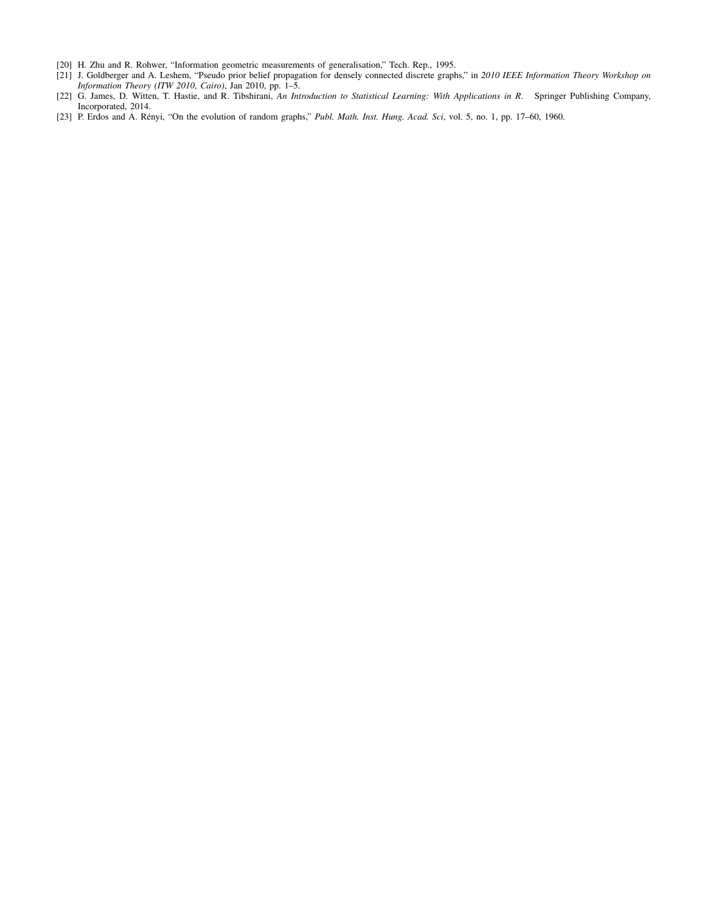[20] H. Zhu and R. Rohwer, "Information geometric measurements of generalisation," Tech. Rep., 1995.

[21] J. Goldberger and A. Leshem, "Pseudo prior belief propagation for densely connected discrete graphs," in *2010 IEEE Information Theory Workshop on Information Theory (ITW 2010, Cairo)*, Jan 2010, pp. 1–5.

[22] G. James, D. Witten, T. Hastie, and R. Tibshirani, *An Introduction to Statistical Learning: With Applications in R.* Springer Publishing Company, Incorporated, 2014.

[23] P. Erdos and A. Rényi, "On the evolution of random graphs," *Publ. Math. Inst. Hung. Acad. Sci*, vol. 5, no. 1, pp. 17–60, 1960.